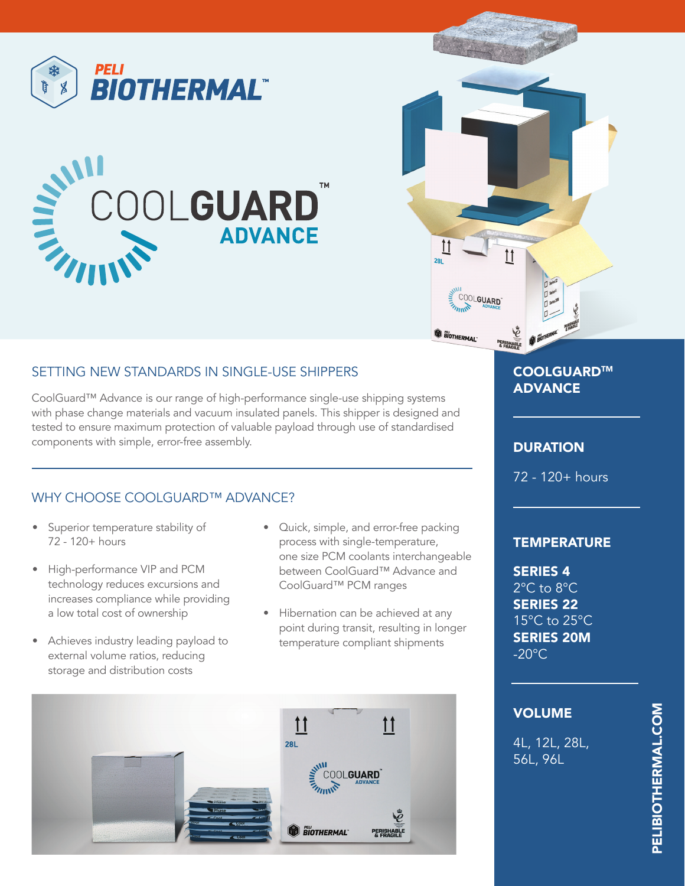# PELI BIOTHERMAL™

# COOLGUARD™ ADVANCE

## SETTING NEW STANDARDS IN SINGLE-USE SHIPPERS

CoolGuard™ Advance is our range of high-performance single-use shipping systems with phase change materials and vacuum insulated panels. This shipper is designed and tested to ensure maximum protection of valuable payload through use of standardised components with simple, error-free assembly.

## WHY CHOOSE COOLGUARD™ ADVANCE?

- Superior temperature stability of 72 - 120+ hours
- High-performance VIP and PCM technology reduces excursions and increases compliance while providing a low total cost of ownership
- Achieves industry leading payload to external volume ratios, reducing storage and distribution costs
- Quick, simple, and error-free packing process with single-temperature, one size PCM coolants interchangeable between CoolGuard™ Advance and CoolGuard™ PCM ranges
- Hibernation can be achieved at any point during transit, resulting in longer temperature compliant shipments

## COOLGUARD™ ADVANCE

### DURATION

72 - 120+ hours

### TEMPERATURE

**SERIES 4**
2°C to 8°C
**SERIES 22**
15°C to 25°C
**SERIES 20M**
-20°C

### VOLUME

4L, 12L, 28L, 56L, 96L

PELIBIOTHERMAL.COM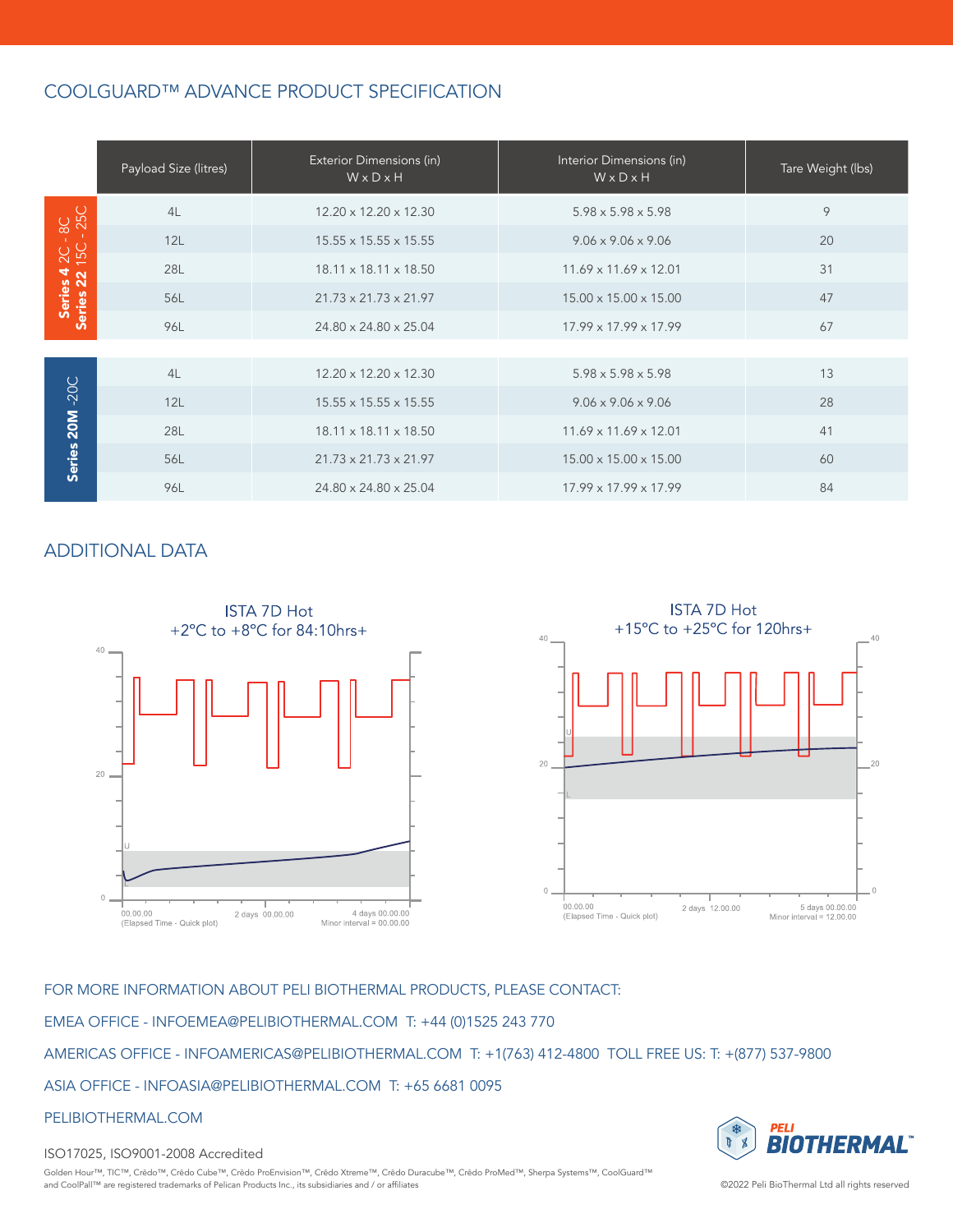## COOLGUARD™ ADVANCE PRODUCT SPECIFICATION

| | Payload Size (litres) | Exterior Dimensions (in) W x D x H | Interior Dimensions (in) W x D x H | Tare Weight (lbs) |
|---|---|---|---|---|
| Series 4 2C - 8C / Series 22 15C - 25C | 4L | 12.20 x 12.20 x 12.30 | 5.98 x 5.98 x 5.98 | 9 |
| | 12L | 15.55 x 15.55 x 15.55 | 9.06 x 9.06 x 9.06 | 20 |
| | 28L | 18.11 x 18.11 x 18.50 | 11.69 x 11.69 x 12.01 | 31 |
| | 56L | 21.73 x 21.73 x 21.97 | 15.00 x 15.00 x 15.00 | 47 |
| | 96L | 24.80 x 24.80 x 25.04 | 17.99 x 17.99 x 17.99 | 67 |
| Series 20M -20C | 4L | 12.20 x 12.20 x 12.30 | 5.98 x 5.98 x 5.98 | 13 |
| | 12L | 15.55 x 15.55 x 15.55 | 9.06 x 9.06 x 9.06 | 28 |
| | 28L | 18.11 x 18.11 x 18.50 | 11.69 x 11.69 x 12.01 | 41 |
| | 56L | 21.73 x 21.73 x 21.97 | 15.00 x 15.00 x 15.00 | 60 |
| | 96L | 24.80 x 24.80 x 25.04 | 17.99 x 17.99 x 17.99 | 84 |

## ADDITIONAL DATA

ISTA 7D Hot
+2°C to +8°C for 84:10hrs+

40
20
0
U
L
00.00.00
(Elapsed Time - Quick plot)
2 days 00.00.00
4 days 00.00.00
Minor interval = 00.00.00

ISTA 7D Hot
+15°C to +25°C for 120hrs+

40
20
0
U
L
00.00.00
(Elapsed Time - Quick plot)
2 days 12.00.00
5 days 00.00.00
Minor interval = 12.00.00

FOR MORE INFORMATION ABOUT PELI BIOTHERMAL PRODUCTS, PLEASE CONTACT:

EMEA OFFICE - INFOEMEA@PELIBIOTHERMAL.COM T: +44 (0)1525 243 770

AMERICAS OFFICE - INFOAMERICAS@PELIBIOTHERMAL.COM T: +1(763) 412-4800 TOLL FREE US: T: +(877) 537-9800

ASIA OFFICE - INFOASIA@PELIBIOTHERMAL.COM T: +65 6681 0095

PELIBIOTHERMAL.COM

ISO17025, ISO9001-2008 Accredited

Golden Hour™, TIC™, Crēdo™, Crēdo Cube™, Crēdo ProEnvision™, Crēdo Xtreme™, Crēdo Duracube™, Crēdo ProMed™, Sherpa Systems™, CoolGuard™ and CoolPall™ are registered trademarks of Pelican Products Inc., its subsidiaries and / or affiliates

PELI BIOTHERMAL™

©2022 Peli BioThermal Ltd all rights reserved